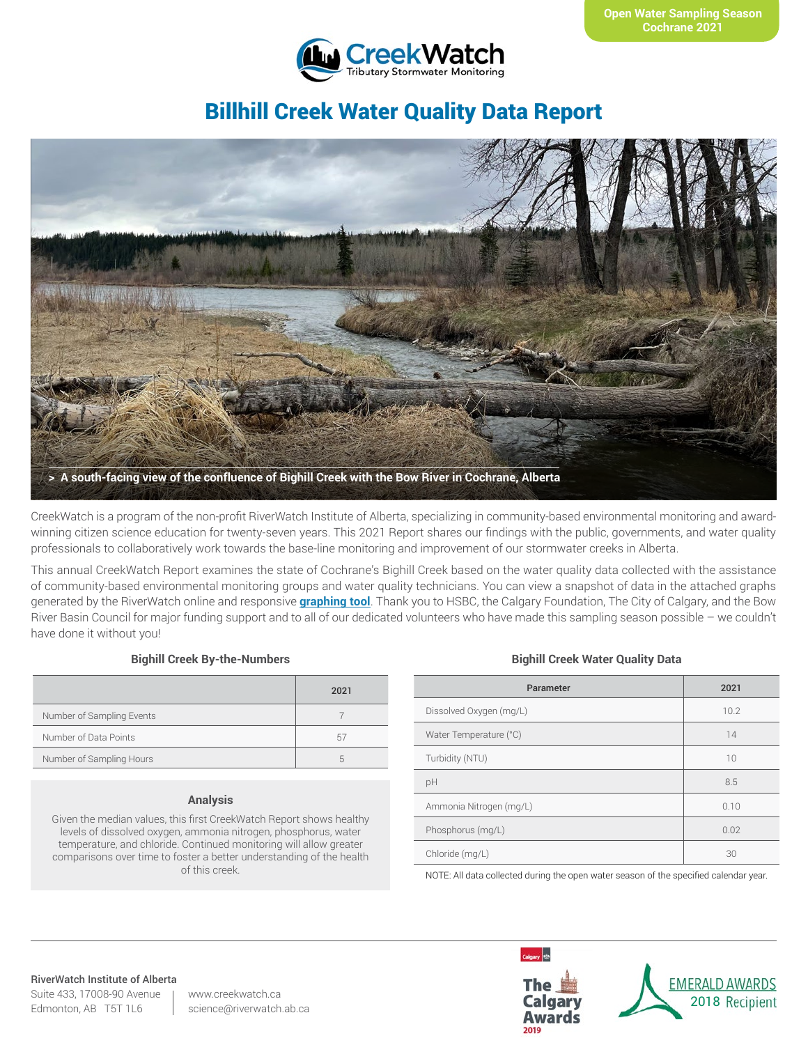Open Water Sampling Season
Cochrane 2021

CreekWatch
Tributary Stormwater Monitoring

# Billhill Creek Water Quality Data Report

> A south-facing view of the confluence of Bighill Creek with the Bow River in Cochrane, Alberta

CreekWatch is a program of the non-profit RiverWatch Institute of Alberta, specializing in community-based environmental monitoring and award-winning citizen science education for twenty-seven years. This 2021 Report shares our findings with the public, governments, and water quality professionals to collaboratively work towards the base-line monitoring and improvement of our stormwater creeks in Alberta.

This annual CreekWatch Report examines the state of Cochrane's Bighill Creek based on the water quality data collected with the assistance of community-based environmental monitoring groups and water quality technicians. You can view a snapshot of data in the attached graphs generated by the RiverWatch online and responsive **graphing tool**. Thank you to HSBC, the Calgary Foundation, The City of Calgary, and the Bow River Basin Council for major funding support and to all of our dedicated volunteers who have made this sampling season possible – we couldn't have done it without you!

### Bighill Creek By-the-Numbers

| | 2021 |
|---|---|
| Number of Sampling Events | 7 |
| Number of Data Points | 57 |
| Number of Sampling Hours | 5 |

### Analysis

Given the median values, this first CreekWatch Report shows healthy levels of dissolved oxygen, ammonia nitrogen, phosphorus, water temperature, and chloride. Continued monitoring will allow greater comparisons over time to foster a better understanding of the health of this creek.

### Bighill Creek Water Quality Data

| Parameter | 2021 |
|---|---|
| Dissolved Oxygen (mg/L) | 10.2 |
| Water Temperature (°C) | 14 |
| Turbidity (NTU) | 10 |
| pH | 8.5 |
| Ammonia Nitrogen (mg/L) | 0.10 |
| Phosphorus (mg/L) | 0.02 |
| Chloride (mg/L) | 30 |

NOTE: All data collected during the open water season of the specified calendar year.

**RiverWatch Institute of Alberta**
Suite 433, 17008-90 Avenue
Edmonton, AB T5T 1L6

www.creekwatch.ca
science@riverwatch.ab.ca

The Calgary Awards 2019

EMERALD AWARDS 2018 Recipient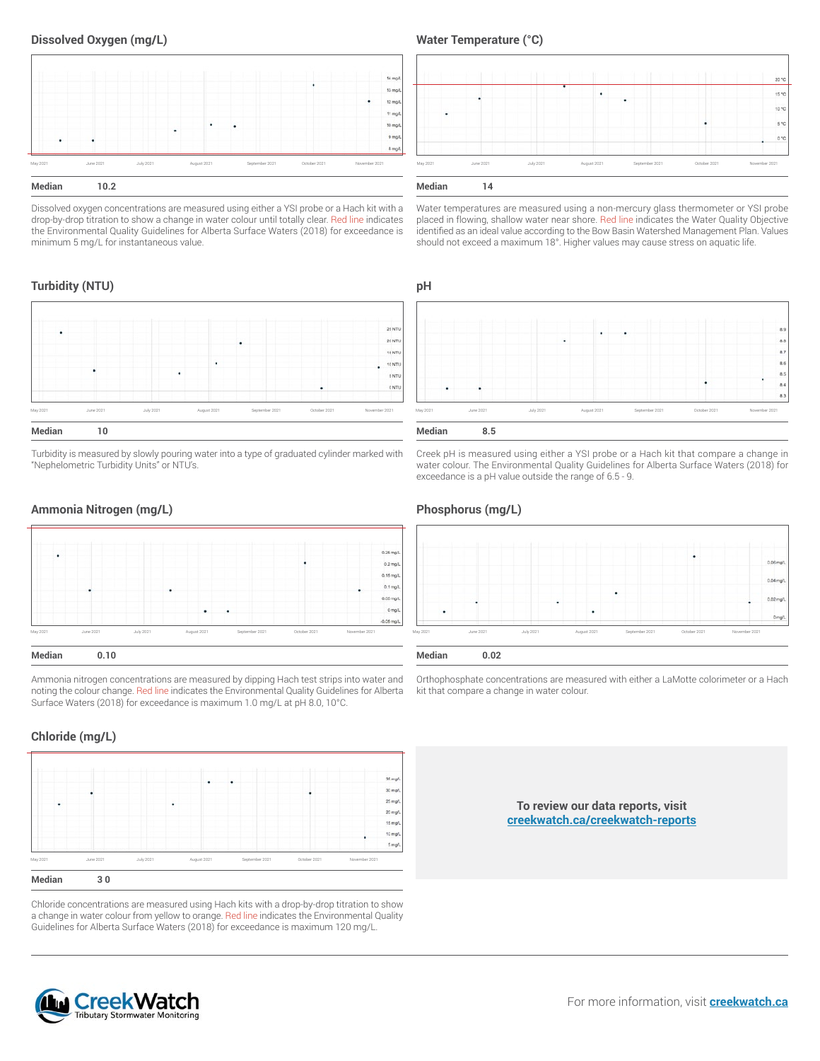## Dissolved Oxygen (mg/L)

14 mg/L
13 mg/L
12 mg/L
11 mg/L
10 mg/L
9 mg/L
8 mg/L

May 2021 June 2021 July 2021 August 2021 September 2021 October 2021 November 2021

**Median** 10.2

Dissolved oxygen concentrations are measured using either a YSI probe or a Hach kit with a drop-by-drop titration to show a change in water colour until totally clear. Red line indicates the Environmental Quality Guidelines for Alberta Surface Waters (2018) for exceedance is minimum 5 mg/L for instantaneous value.

## Water Temperature (°C)

20 °C
15 °C
10 °C
5 °C
0 °C

May 2021 June 2021 July 2021 August 2021 September 2021 October 2021 November 2021

**Median** 14

Water temperatures are measured using a non-mercury glass thermometer or YSI probe placed in flowing, shallow water near shore. Red line indicates the Water Quality Objective identified as an ideal value according to the Bow Basin Watershed Management Plan. Values should not exceed a maximum 18°. Higher values may cause stress on aquatic life.

## Turbidity (NTU)

25 NTU
20 NTU
15 NTU
10 NTU
5 NTU
0 NTU

May 2021 June 2021 July 2021 August 2021 September 2021 October 2021 November 2021

**Median** 10

Turbidity is measured by slowly pouring water into a type of graduated cylinder marked with "Nephelometric Turbidity Units" or NTU's.

## pH

8.9
8.8
8.7
8.6
8.5
8.4
8.3

May 2021 June 2021 July 2021 August 2021 September 2021 October 2021 November 2021

**Median** 8.5

Creek pH is measured using either a YSI probe or a Hach kit that compare a change in water colour. The Environmental Quality Guidelines for Alberta Surface Waters (2018) for exceedance is a pH value outside the range of 6.5 - 9.

## Ammonia Nitrogen (mg/L)

0.25 mg/L
0.2 mg/L
0.15 mg/L
0.1 mg/L
0.05 mg/L
0 mg/L
-0.05 mg/L

May 2021 June 2021 July 2021 August 2021 September 2021 October 2021 November 2021

**Median** 0.10

Ammonia nitrogen concentrations are measured by dipping Hach test strips into water and noting the colour change. Red line indicates the Environmental Quality Guidelines for Alberta Surface Waters (2018) for exceedance is maximum 1.0 mg/L at pH 8.0, 10°C.

## Phosphorus (mg/L)

0.06 mg/L
0.04 mg/L
0.02 mg/L
0 mg/L

May 2021 June 2021 July 2021 August 2021 September 2021 October 2021 November 2021

**Median** 0.02

Orthophosphate concentrations are measured with either a LaMotte colorimeter or a Hach kit that compare a change in water colour.

## Chloride (mg/L)

35 mg/L
30 mg/L
25 mg/L
20 mg/L
15 mg/L
10 mg/L
5 mg/L

May 2021 June 2021 July 2021 August 2021 September 2021 October 2021 November 2021

**Median** 30

Chloride concentrations are measured using Hach kits with a drop-by-drop titration to show a change in water colour from yellow to orange. Red line indicates the Environmental Quality Guidelines for Alberta Surface Waters (2018) for exceedance is maximum 120 mg/L.

**To review our data reports, visit [creekwatch.ca/creekwatch-reports](creekwatch.ca/creekwatch-reports)**

CreekWatch
Tributary Stormwater Monitoring

For more information, visit **[creekwatch.ca](creekwatch.ca)**